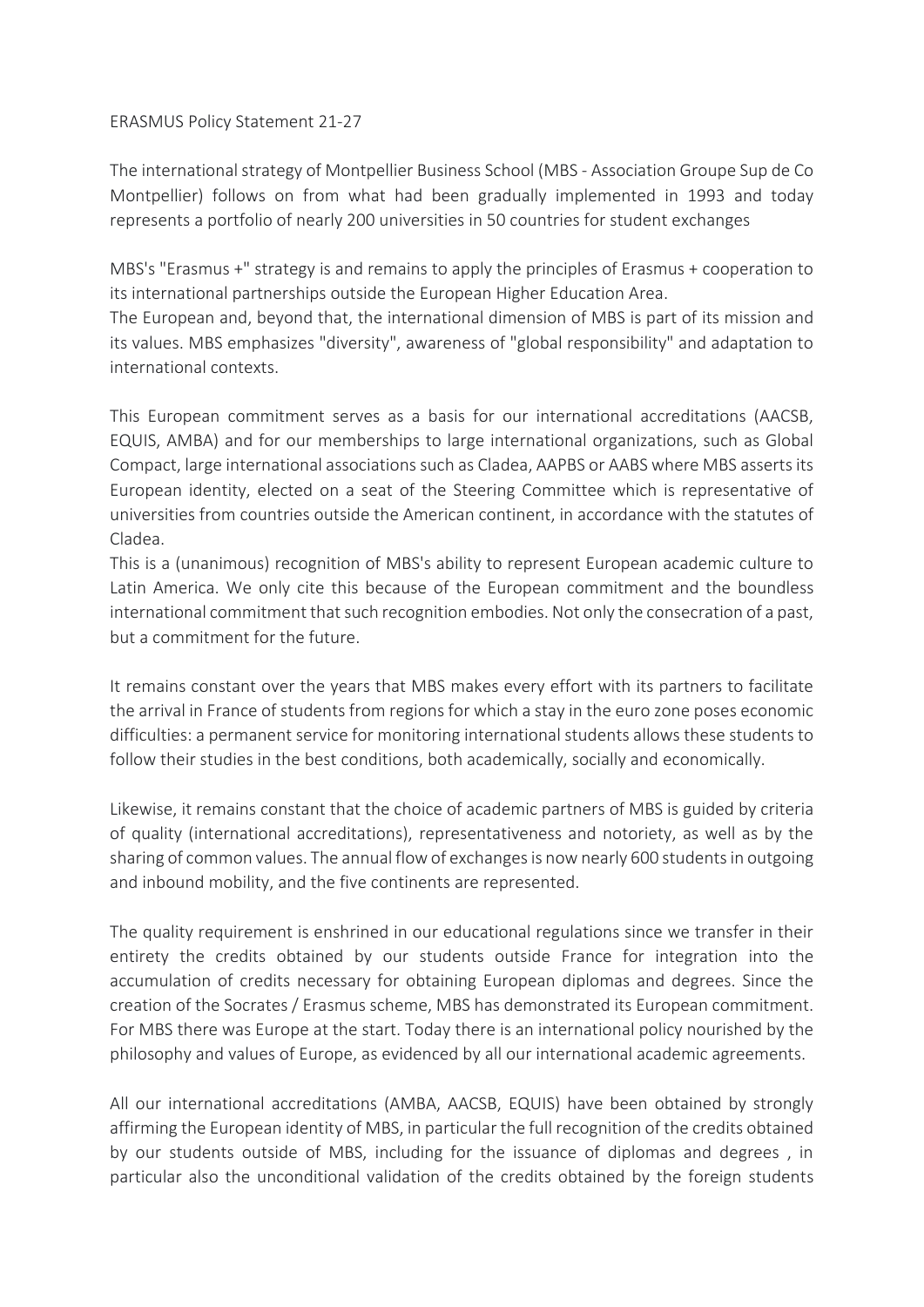ERASMUS Policy Statement 21-27

The international strategy of Montpellier Business School (MBS - Association Groupe Sup de Co Montpellier) follows on from what had been gradually implemented in 1993 and today represents a portfolio of nearly 200 universities in 50 countries for student exchanges

MBS's "Erasmus +" strategy is and remains to apply the principles of Erasmus + cooperation to its international partnerships outside the European Higher Education Area.
The European and, beyond that, the international dimension of MBS is part of its mission and its values. MBS emphasizes "diversity", awareness of "global responsibility" and adaptation to international contexts.

This European commitment serves as a basis for our international accreditations (AACSB, EQUIS, AMBA) and for our memberships to large international organizations, such as Global Compact, large international associations such as Cladea, AAPBS or AABS where MBS asserts its European identity, elected on a seat of the Steering Committee which is representative of universities from countries outside the American continent, in accordance with the statutes of Cladea.
This is a (unanimous) recognition of MBS's ability to represent European academic culture to Latin America. We only cite this because of the European commitment and the boundless international commitment that such recognition embodies. Not only the consecration of a past, but a commitment for the future.

It remains constant over the years that MBS makes every effort with its partners to facilitate the arrival in France of students from regions for which a stay in the euro zone poses economic difficulties: a permanent service for monitoring international students allows these students to follow their studies in the best conditions, both academically, socially and economically.

Likewise, it remains constant that the choice of academic partners of MBS is guided by criteria of quality (international accreditations), representativeness and notoriety, as well as by the sharing of common values. The annual flow of exchanges is now nearly 600 students in outgoing and inbound mobility, and the five continents are represented.

The quality requirement is enshrined in our educational regulations since we transfer in their entirety the credits obtained by our students outside France for integration into the accumulation of credits necessary for obtaining European diplomas and degrees. Since the creation of the Socrates / Erasmus scheme, MBS has demonstrated its European commitment. For MBS there was Europe at the start. Today there is an international policy nourished by the philosophy and values of Europe, as evidenced by all our international academic agreements.

All our international accreditations (AMBA, AACSB, EQUIS) have been obtained by strongly affirming the European identity of MBS, in particular the full recognition of the credits obtained by our students outside of MBS, including for the issuance of diplomas and degrees , in particular also the unconditional validation of the credits obtained by the foreign students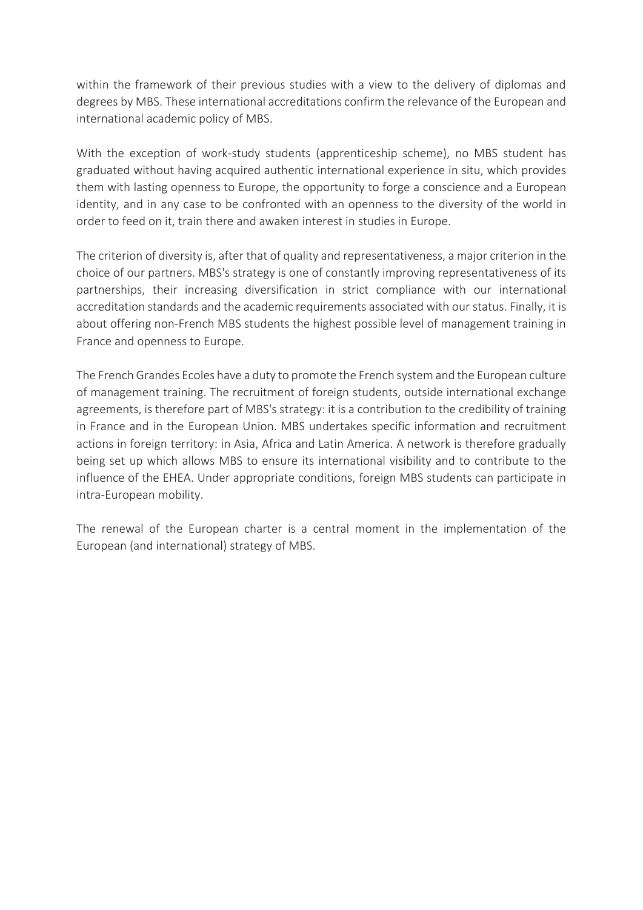within the framework of their previous studies with a view to the delivery of diplomas and degrees by MBS. These international accreditations confirm the relevance of the European and international academic policy of MBS.

With the exception of work-study students (apprenticeship scheme), no MBS student has graduated without having acquired authentic international experience in situ, which provides them with lasting openness to Europe, the opportunity to forge a conscience and a European identity, and in any case to be confronted with an openness to the diversity of the world in order to feed on it, train there and awaken interest in studies in Europe.

The criterion of diversity is, after that of quality and representativeness, a major criterion in the choice of our partners. MBS's strategy is one of constantly improving representativeness of its partnerships, their increasing diversification in strict compliance with our international accreditation standards and the academic requirements associated with our status. Finally, it is about offering non-French MBS students the highest possible level of management training in France and openness to Europe.

The French Grandes Ecoles have a duty to promote the French system and the European culture of management training. The recruitment of foreign students, outside international exchange agreements, is therefore part of MBS's strategy: it is a contribution to the credibility of training in France and in the European Union. MBS undertakes specific information and recruitment actions in foreign territory: in Asia, Africa and Latin America. A network is therefore gradually being set up which allows MBS to ensure its international visibility and to contribute to the influence of the EHEA. Under appropriate conditions, foreign MBS students can participate in intra-European mobility.

The renewal of the European charter is a central moment in the implementation of the European (and international) strategy of MBS.